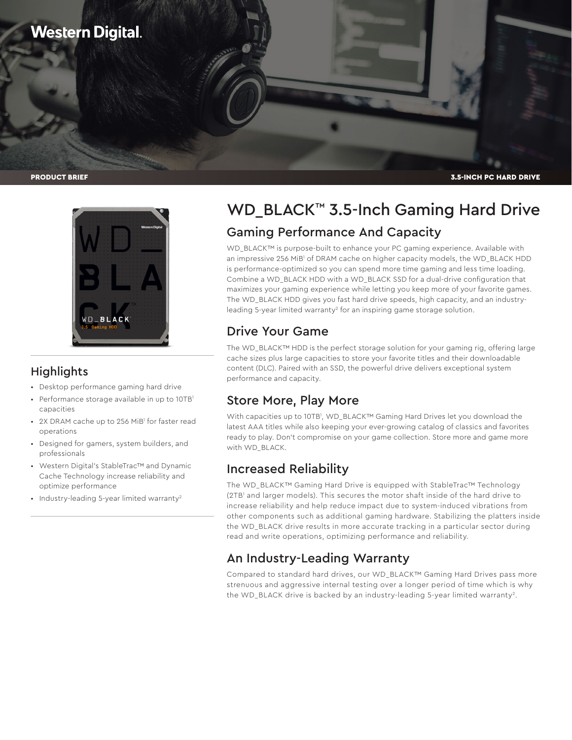Western Digital.

PRODUCT BRIEF

3.5-INCH PC HARD DRIVE

# WD_BLACK™ 3.5-Inch Gaming Hard Drive

## Gaming Performance And Capacity

WD_BLACK™ is purpose-built to enhance your PC gaming experience. Available with an impressive 256 MiB[1] of DRAM cache on higher capacity models, the WD_BLACK HDD is performance-optimized so you can spend more time gaming and less time loading. Combine a WD_BLACK HDD with a WD_BLACK SSD for a dual-drive configuration that maximizes your gaming experience while letting you keep more of your favorite games. The WD_BLACK HDD gives you fast hard drive speeds, high capacity, and an industry-leading 5-year limited warranty[2] for an inspiring game storage solution.

## Drive Your Game

The WD_BLACK™ HDD is the perfect storage solution for your gaming rig, offering large cache sizes plus large capacities to store your favorite titles and their downloadable content (DLC). Paired with an SSD, the powerful drive delivers exceptional system performance and capacity.

## Store More, Play More

With capacities up to 10TB[1], WD_BLACK™ Gaming Hard Drives let you download the latest AAA titles while also keeping your ever-growing catalog of classics and favorites ready to play. Don't compromise on your game collection. Store more and game more with WD_BLACK.

## Increased Reliability

The WD_BLACK™ Gaming Hard Drive is equipped with StableTrac™ Technology (2TB[1] and larger models). This secures the motor shaft inside of the hard drive to increase reliability and help reduce impact due to system-induced vibrations from other components such as additional gaming hardware. Stabilizing the platters inside the WD_BLACK drive results in more accurate tracking in a particular sector during read and write operations, optimizing performance and reliability.

## An Industry-Leading Warranty

Compared to standard hard drives, our WD_BLACK™ Gaming Hard Drives pass more strenuous and aggressive internal testing over a longer period of time which is why the WD_BLACK drive is backed by an industry-leading 5-year limited warranty[2].

## Highlights

- Desktop performance gaming hard drive
- Performance storage available in up to 10TB[1] capacities
- 2X DRAM cache up to 256 MiB[1] for faster read operations
- Designed for gamers, system builders, and professionals
- Western Digital's StableTrac™ and Dynamic Cache Technology increase reliability and optimize performance
- Industry-leading 5-year limited warranty[2]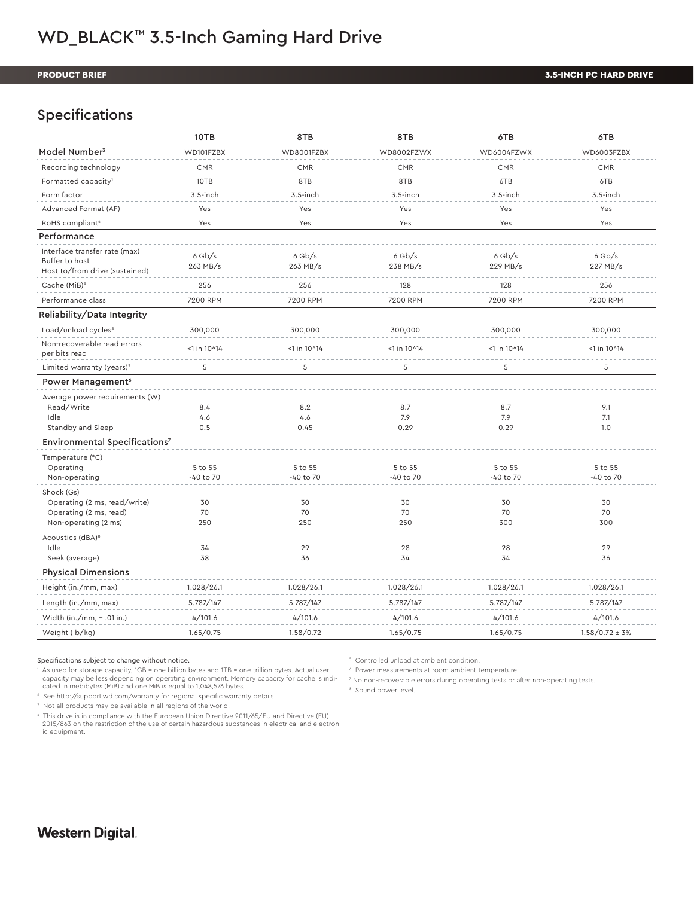# WD_BLACK™ 3.5-Inch Gaming Hard Drive

**PRODUCT BRIEF** — **3.5-INCH PC HARD DRIVE**

## Specifications

| | 10TB | 8TB | 8TB | 6TB | 6TB |
|---|---|---|---|---|---|
| **Model Number**[3] | WD101FZBX | WD8001FZBX | WD8002FZWX | WD6004FZWX | WD6003FZBX |
| Recording technology | CMR | CMR | CMR | CMR | CMR |
| Formatted capacity[1] | 10TB | 8TB | 8TB | 6TB | 6TB |
| Form factor | 3.5-inch | 3.5-inch | 3.5-inch | 3.5-inch | 3.5-inch |
| Advanced Format (AF) | Yes | Yes | Yes | Yes | Yes |
| RoHS compliant[4] | Yes | Yes | Yes | Yes | Yes |
| **Performance** | | | | | |
| Interface transfer rate (max) Buffer to host | 6 Gb/s | 6 Gb/s | 6 Gb/s | 6 Gb/s | 6 Gb/s |
| Host to/from drive (sustained) | 263 MB/s | 263 MB/s | 238 MB/s | 229 MB/s | 227 MB/s |
| Cache (MiB)[1] | 256 | 256 | 128 | 128 | 256 |
| Performance class | 7200 RPM | 7200 RPM | 7200 RPM | 7200 RPM | 7200 RPM |
| **Reliability/Data Integrity** | | | | | |
| Load/unload cycles[5] | 300,000 | 300,000 | 300,000 | 300,000 | 300,000 |
| Non-recoverable read errors per bits read | <1 in 10^14 | <1 in 10^14 | <1 in 10^14 | <1 in 10^14 | <1 in 10^14 |
| Limited warranty (years)[2] | 5 | 5 | 5 | 5 | 5 |
| **Power Management**[6] | | | | | |
| Average power requirements (W) | | | | | |
| Read/Write | 8.4 | 8.2 | 8.7 | 8.7 | 9.1 |
| Idle | 4.6 | 4.6 | 7.9 | 7.9 | 7.1 |
| Standby and Sleep | 0.5 | 0.45 | 0.29 | 0.29 | 1.0 |
| **Environmental Specifications**[7] | | | | | |
| Temperature (°C) | | | | | |
| Operating | 5 to 55 | 5 to 55 | 5 to 55 | 5 to 55 | 5 to 55 |
| Non-operating | -40 to 70 | -40 to 70 | -40 to 70 | -40 to 70 | -40 to 70 |
| Shock (Gs) | | | | | |
| Operating (2 ms, read/write) | 30 | 30 | 30 | 30 | 30 |
| Operating (2 ms, read) | 70 | 70 | 70 | 70 | 70 |
| Non-operating (2 ms) | 250 | 250 | 250 | 300 | 300 |
| Acoustics (dBA)[8] | | | | | |
| Idle | 34 | 29 | 28 | 28 | 29 |
| Seek (average) | 38 | 36 | 34 | 34 | 36 |
| **Physical Dimensions** | | | | | |
| Height (in./mm, max) | 1.028/26.1 | 1.028/26.1 | 1.028/26.1 | 1.028/26.1 | 1.028/26.1 |
| Length (in./mm, max) | 5.787/147 | 5.787/147 | 5.787/147 | 5.787/147 | 5.787/147 |
| Width (in./mm, ± .01 in.) | 4/101.6 | 4/101.6 | 4/101.6 | 4/101.6 | 4/101.6 |
| Weight (lb/kg) | 1.65/0.75 | 1.58/0.72 | 1.65/0.75 | 1.65/0.75 | 1.58/0.72 ± 3% |

Specifications subject to change without notice.

[1] As used for storage capacity, 1GB = one billion bytes and 1TB = one trillion bytes. Actual user capacity may be less depending on operating environment. Memory capacity for cache is indicated in mebibytes (MiB) and one MiB is equal to 1,048,576 bytes.

[2] See http://support.wd.com/warranty for regional specific warranty details.

[3] Not all products may be available in all regions of the world.

[4] This drive is in compliance with the European Union Directive 2011/65/EU and Directive (EU) 2015/863 on the restriction of the use of certain hazardous substances in electrical and electronic equipment.

[5] Controlled unload at ambient condition.

[6] Power measurements at room-ambient temperature.

[7] No non-recoverable errors during operating tests or after non-operating tests.

[8] Sound power level.

**Western Digital.**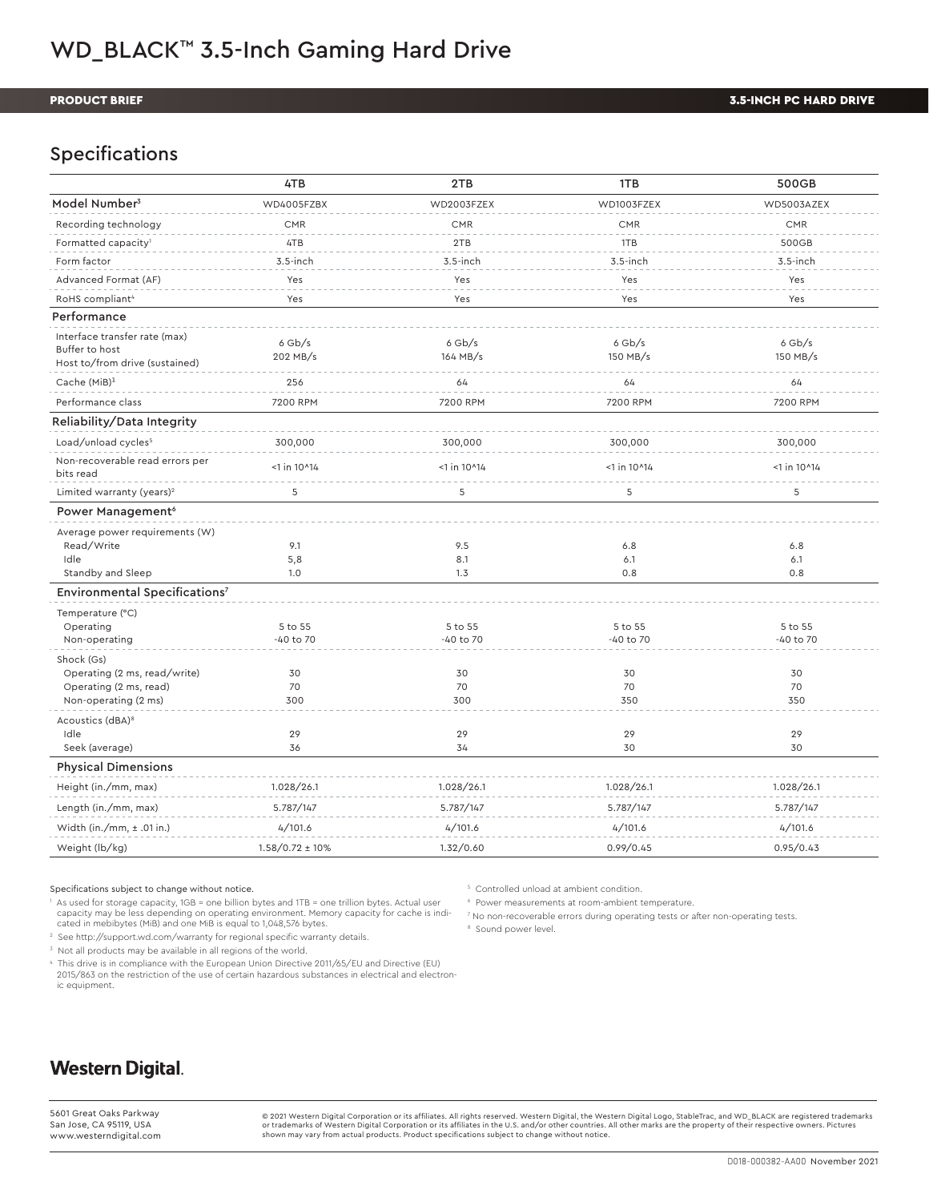# WD_BLACK™ 3.5-Inch Gaming Hard Drive

**PRODUCT BRIEF** | **3.5-INCH PC HARD DRIVE**

## Specifications

| | 4TB | 2TB | 1TB | 500GB |
|---|---|---|---|---|
| Model Number[3] | WD4005FZBX | WD2003FZEX | WD1003FZEX | WD5003AZEX |
| Recording technology | CMR | CMR | CMR | CMR |
| Formatted capacity[1] | 4TB | 2TB | 1TB | 500GB |
| Form factor | 3.5-inch | 3.5-inch | 3.5-inch | 3.5-inch |
| Advanced Format (AF) | Yes | Yes | Yes | Yes |
| RoHS compliant[4] | Yes | Yes | Yes | Yes |
| **Performance** | | | | |
| Interface transfer rate (max) Buffer to host Host to/from drive (sustained) | 6 Gb/s 202 MB/s | 6 Gb/s 164 MB/s | 6 Gb/s 150 MB/s | 6 Gb/s 150 MB/s |
| Cache (MiB)[1] | 256 | 64 | 64 | 64 |
| Performance class | 7200 RPM | 7200 RPM | 7200 RPM | 7200 RPM |
| **Reliability/Data Integrity** | | | | |
| Load/unload cycles[5] | 300,000 | 300,000 | 300,000 | 300,000 |
| Non-recoverable read errors per bits read | <1 in 10^14 | <1 in 10^14 | <1 in 10^14 | <1 in 10^14 |
| Limited warranty (years)[2] | 5 | 5 | 5 | 5 |
| **Power Management[6]** | | | | |
| Average power requirements (W) | | | | |
| Read/Write | 9.1 | 9.5 | 6.8 | 6.8 |
| Idle | 5,8 | 8.1 | 6.1 | 6.1 |
| Standby and Sleep | 1.0 | 1.3 | 0.8 | 0.8 |
| **Environmental Specifications[7]** | | | | |
| Temperature (°C) | | | | |
| Operating | 5 to 55 | 5 to 55 | 5 to 55 | 5 to 55 |
| Non-operating | -40 to 70 | -40 to 70 | -40 to 70 | -40 to 70 |
| Shock (Gs) | | | | |
| Operating (2 ms, read/write) | 30 | 30 | 30 | 30 |
| Operating (2 ms, read) | 70 | 70 | 70 | 70 |
| Non-operating (2 ms) | 300 | 300 | 350 | 350 |
| Acoustics (dBA)[8] | | | | |
| Idle | 29 | 29 | 29 | 29 |
| Seek (average) | 36 | 34 | 30 | 30 |
| **Physical Dimensions** | | | | |
| Height (in./mm, max) | 1.028/26.1 | 1.028/26.1 | 1.028/26.1 | 1.028/26.1 |
| Length (in./mm, max) | 5.787/147 | 5.787/147 | 5.787/147 | 5.787/147 |
| Width (in./mm, ± .01 in.) | 4/101.6 | 4/101.6 | 4/101.6 | 4/101.6 |
| Weight (lb/kg) | 1.58/0.72 ± 10% | 1.32/0.60 | 0.99/0.45 | 0.95/0.43 |

Specifications subject to change without notice.

[1] As used for storage capacity, 1GB = one billion bytes and 1TB = one trillion bytes. Actual user capacity may be less depending on operating environment. Memory capacity for cache is indicated in mebibytes (MiB) and one MiB is equal to 1,048,576 bytes.

[2] See http://support.wd.com/warranty for regional specific warranty details.

[3] Not all products may be available in all regions of the world.

[4] This drive is in compliance with the European Union Directive 2011/65/EU and Directive (EU) 2015/863 on the restriction of the use of certain hazardous substances in electrical and electronic equipment.

[5] Controlled unload at ambient condition.

[6] Power measurements at room-ambient temperature.

[7] No non-recoverable errors during operating tests or after non-operating tests.

[8] Sound power level.

**Western Digital.**

5601 Great Oaks Parkway
San Jose, CA 95119, USA
www.westerndigital.com

© 2021 Western Digital Corporation or its affiliates. All rights reserved. Western Digital, the Western Digital Logo, StableTrac, and WD_BLACK are registered trademarks or trademarks of Western Digital Corporation or its affiliates in the U.S. and/or other countries. All other marks are the property of their respective owners. Pictures shown may vary from actual products. Product specifications subject to change without notice.

D018-000382-AA00 November 2021